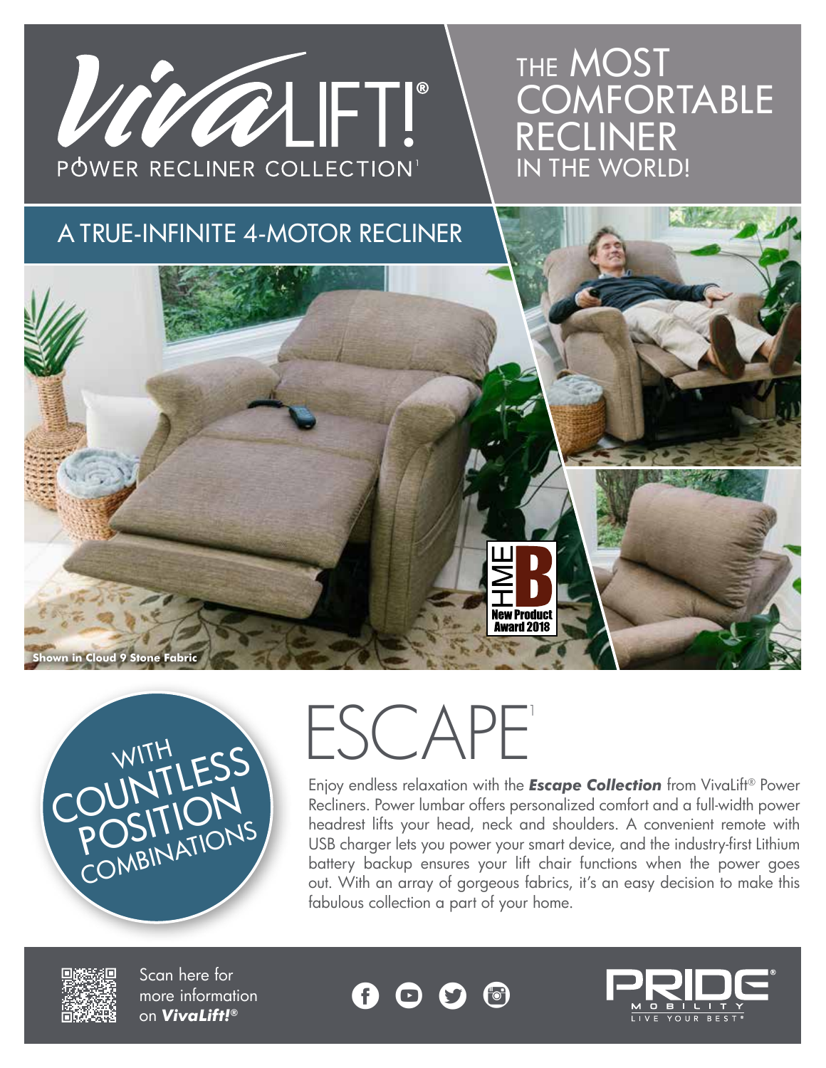# VivaLIFT!®

POWER RECLINER COLLECTION[1]

## THE MOST COMFORTABLE RECLINER IN THE WORLD!

## A TRUE-INFINITE 4-MOTOR RECLINER

HME New Product Award 2018

**Shown in Cloud 9 Stone Fabric**

WITH COUNTLESS POSITION COMBINATIONS

# ESCAPE[1]

Enjoy endless relaxation with the ***Escape Collection*** from VivaLift® Power Recliners. Power lumbar offers personalized comfort and a full-width power headrest lifts your head, neck and shoulders. A convenient remote with USB charger lets you power your smart device, and the industry-first Lithium battery backup ensures your lift chair functions when the power goes out. With an array of gorgeous fabrics, it's an easy decision to make this fabulous collection a part of your home.

Scan here for more information on ***VivaLift!®***

PRIDE® MOBILITY LIVE YOUR BEST®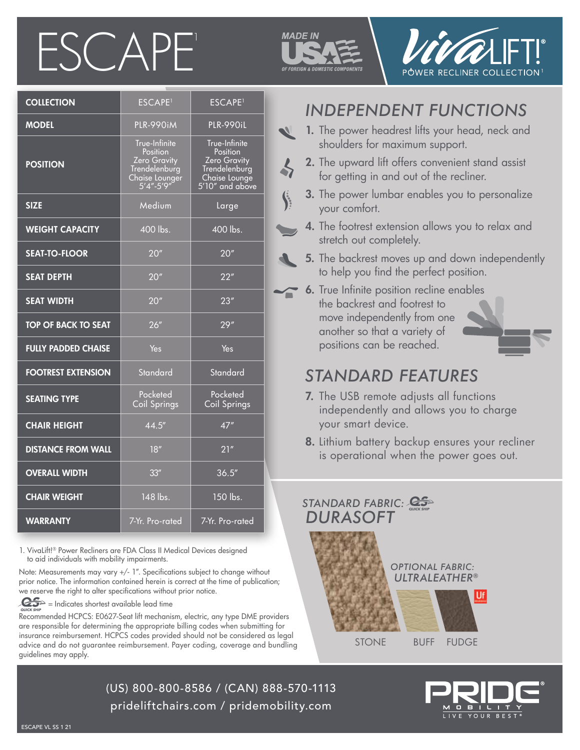# ESCAPE[1]

MADE IN USA OF FOREIGN & DOMESTIC COMPONENTS

VivaLIFT!® POWER RECLINER COLLECTION[1]

| COLLECTION | ESCAPE[1] | ESCAPE[1] |
|---|---|---|
| MODEL | PLR-990iM | PLR-990iL |
| POSITION | True-Infinite Position Zero Gravity Trendelenburg Chaise Lounger 5′4″-5′9″ | True-Infinite Position Zero Gravity Trendelenburg Chaise Lounge 5′10″ and above |
| SIZE | Medium | Large |
| WEIGHT CAPACITY | 400 lbs. | 400 lbs. |
| SEAT-TO-FLOOR | 20″ | 20″ |
| SEAT DEPTH | 20″ | 22″ |
| SEAT WIDTH | 20″ | 23″ |
| TOP OF BACK TO SEAT | 26″ | 29″ |
| FULLY PADDED CHAISE | Yes | Yes |
| FOOTREST EXTENSION | Standard | Standard |
| SEATING TYPE | Pocketed Coil Springs | Pocketed Coil Springs |
| CHAIR HEIGHT | 44.5″ | 47″ |
| DISTANCE FROM WALL | 18″ | 21″ |
| OVERALL WIDTH | 33″ | 36.5″ |
| CHAIR WEIGHT | 148 lbs. | 150 lbs. |
| WARRANTY | 7-Yr. Pro-rated | 7-Yr. Pro-rated |

1. VivaLift!® Power Recliners are FDA Class II Medical Devices designed to aid individuals with mobility impairments.

Note: Measurements may vary +/- 1″. Specifications subject to change without prior notice. The information contained herein is correct at the time of publication; we reserve the right to alter specifications without prior notice.

QS QUICK SHIP = Indicates shortest available lead time

Recommended HCPCS: E0627-Seat lift mechanism, electric, any type DME providers are responsible for determining the appropriate billing codes when submitting for insurance reimbursement. HCPCS codes provided should not be considered as legal advice and do not guarantee reimbursement. Payer coding, coverage and bundling guidelines may apply.

## INDEPENDENT FUNCTIONS

1. The power headrest lifts your head, neck and shoulders for maximum support.
2. The upward lift offers convenient stand assist for getting in and out of the recliner.
3. The power lumbar enables you to personalize your comfort.
4. The footrest extension allows you to relax and stretch out completely.
5. The backrest moves up and down independently to help you find the perfect position.
6. True Infinite position recline enables the backrest and footrest to move independently from one another so that a variety of positions can be reached.

## STANDARD FEATURES

7. The USB remote adjusts all functions independently and allows you to charge your smart device.
8. Lithium battery backup ensures your recliner is operational when the power goes out.

*STANDARD FABRIC:* QS QUICK SHIP
*DURASOFT*

*OPTIONAL FABRIC: ULTRALEATHER®*

STONE BUFF FUDGE

(US) 800-800-8586 / (CAN) 888-570-1113
prideliftchairs.com / pridemobility.com

PRIDE® MOBILITY LIVE YOUR BEST®

ESCAPE VL SS 1 21